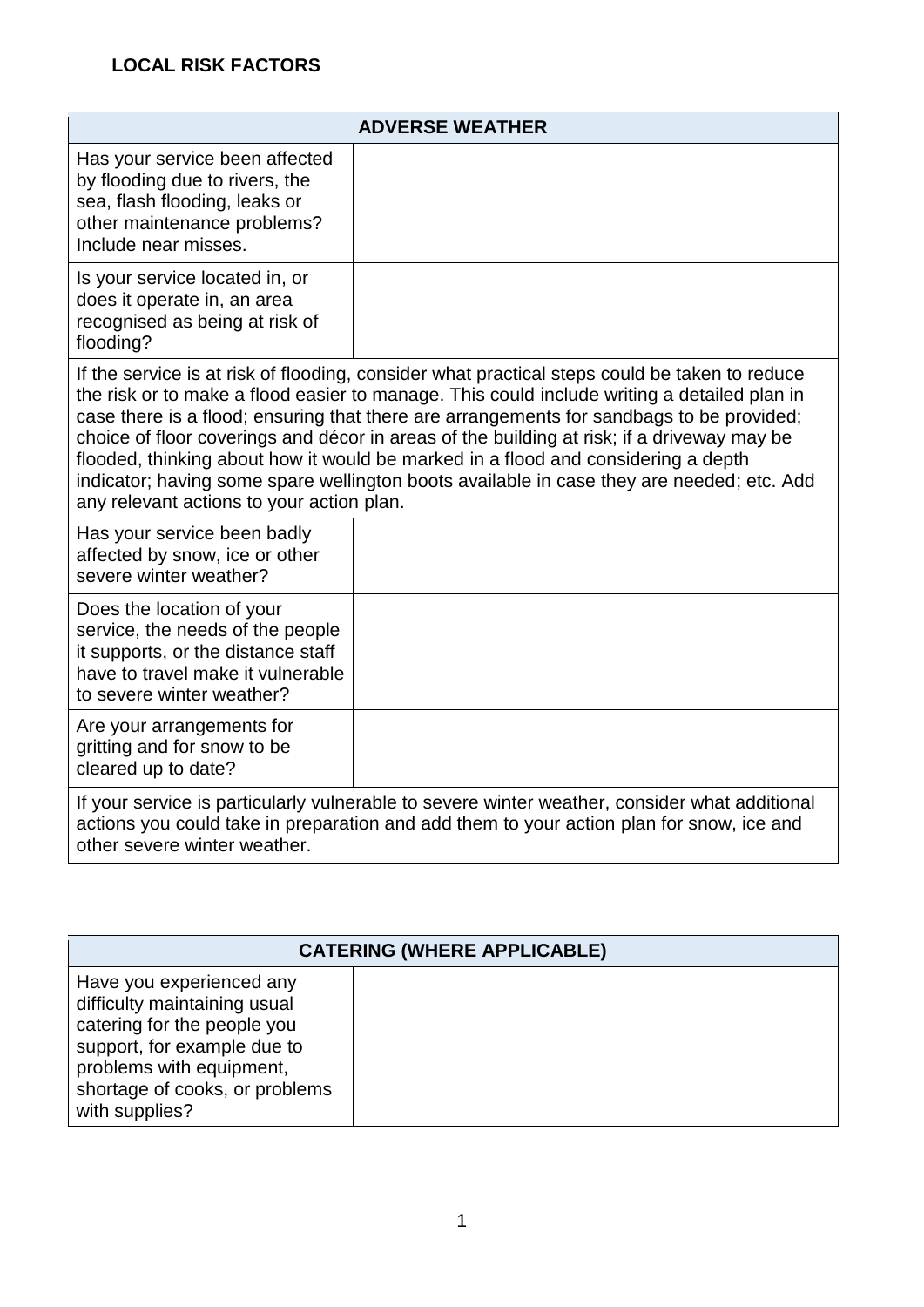**LOCAL RISK FACTORS**

| ADVERSE WEATHER | |
|---|---|
| Has your service been affected by flooding due to rivers, the sea, flash flooding, leaks or other maintenance problems? Include near misses. | |
| Is your service located in, or does it operate in, an area recognised as being at risk of flooding? | |
| If the service is at risk of flooding, consider what practical steps could be taken to reduce the risk or to make a flood easier to manage. This could include writing a detailed plan in case there is a flood; ensuring that there are arrangements for sandbags to be provided; choice of floor coverings and décor in areas of the building at risk; if a driveway may be flooded, thinking about how it would be marked in a flood and considering a depth indicator; having some spare wellington boots available in case they are needed; etc. Add any relevant actions to your action plan. | |
| Has your service been badly affected by snow, ice or other severe winter weather? | |
| Does the location of your service, the needs of the people it supports, or the distance staff have to travel make it vulnerable to severe winter weather? | |
| Are your arrangements for gritting and for snow to be cleared up to date? | |
| If your service is particularly vulnerable to severe winter weather, consider what additional actions you could take in preparation and add them to your action plan for snow, ice and other severe winter weather. | |

| CATERING (WHERE APPLICABLE) | |
|---|---|
| Have you experienced any difficulty maintaining usual catering for the people you support, for example due to problems with equipment, shortage of cooks, or problems with supplies? | |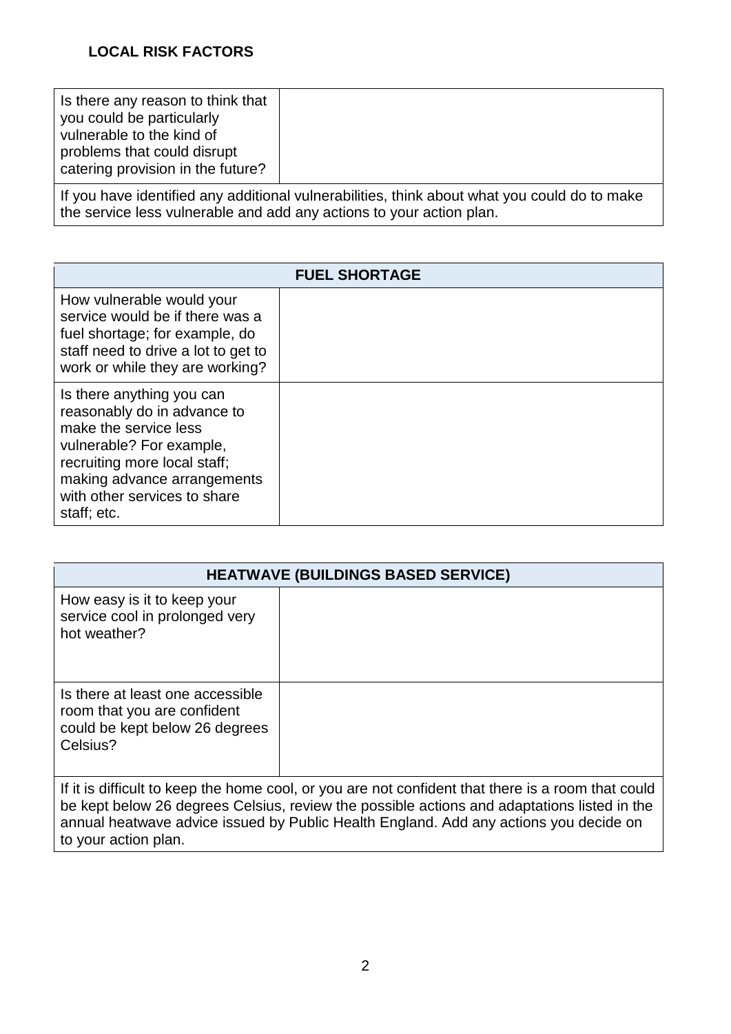**LOCAL RISK FACTORS**

| | |
|---|---|
| Is there any reason to think that you could be particularly vulnerable to the kind of problems that could disrupt catering provision in the future? | |
| If you have identified any additional vulnerabilities, think about what you could do to make the service less vulnerable and add any actions to your action plan. | |

| FUEL SHORTAGE | |
|---|---|
| How vulnerable would your service would be if there was a fuel shortage; for example, do staff need to drive a lot to get to work or while they are working? | |
| Is there anything you can reasonably do in advance to make the service less vulnerable? For example, recruiting more local staff; making advance arrangements with other services to share staff; etc. | |

| HEATWAVE (BUILDINGS BASED SERVICE) | |
|---|---|
| How easy is it to keep your service cool in prolonged very hot weather? | |
| Is there at least one accessible room that you are confident could be kept below 26 degrees Celsius? | |
| If it is difficult to keep the home cool, or you are not confident that there is a room that could be kept below 26 degrees Celsius, review the possible actions and adaptations listed in the annual heatwave advice issued by Public Health England. Add any actions you decide on to your action plan. | |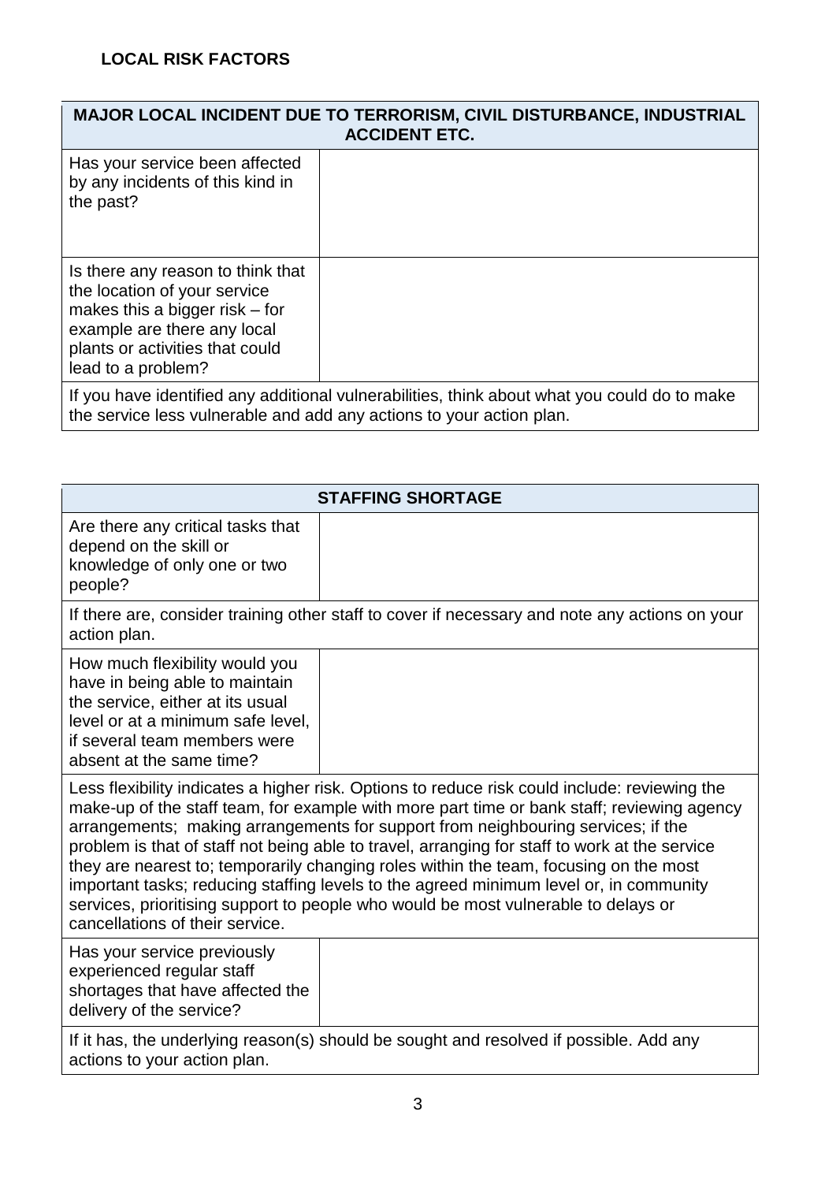## LOCAL RISK FACTORS

| MAJOR LOCAL INCIDENT DUE TO TERRORISM, CIVIL DISTURBANCE, INDUSTRIAL ACCIDENT ETC. | |
|---|---|
| Has your service been affected by any incidents of this kind in the past? | |
| Is there any reason to think that the location of your service makes this a bigger risk – for example are there any local plants or activities that could lead to a problem? | |
| If you have identified any additional vulnerabilities, think about what you could do to make the service less vulnerable and add any actions to your action plan. | |

| STAFFING SHORTAGE | |
|---|---|
| Are there any critical tasks that depend on the skill or knowledge of only one or two people? | |
| If there are, consider training other staff to cover if necessary and note any actions on your action plan. | |
| How much flexibility would you have in being able to maintain the service, either at its usual level or at a minimum safe level, if several team members were absent at the same time? | |
| Less flexibility indicates a higher risk. Options to reduce risk could include: reviewing the make-up of the staff team, for example with more part time or bank staff; reviewing agency arrangements; making arrangements for support from neighbouring services; if the problem is that of staff not being able to travel, arranging for staff to work at the service they are nearest to; temporarily changing roles within the team, focusing on the most important tasks; reducing staffing levels to the agreed minimum level or, in community services, prioritising support to people who would be most vulnerable to delays or cancellations of their service. | |
| Has your service previously experienced regular staff shortages that have affected the delivery of the service? | |
| If it has, the underlying reason(s) should be sought and resolved if possible. Add any actions to your action plan. | |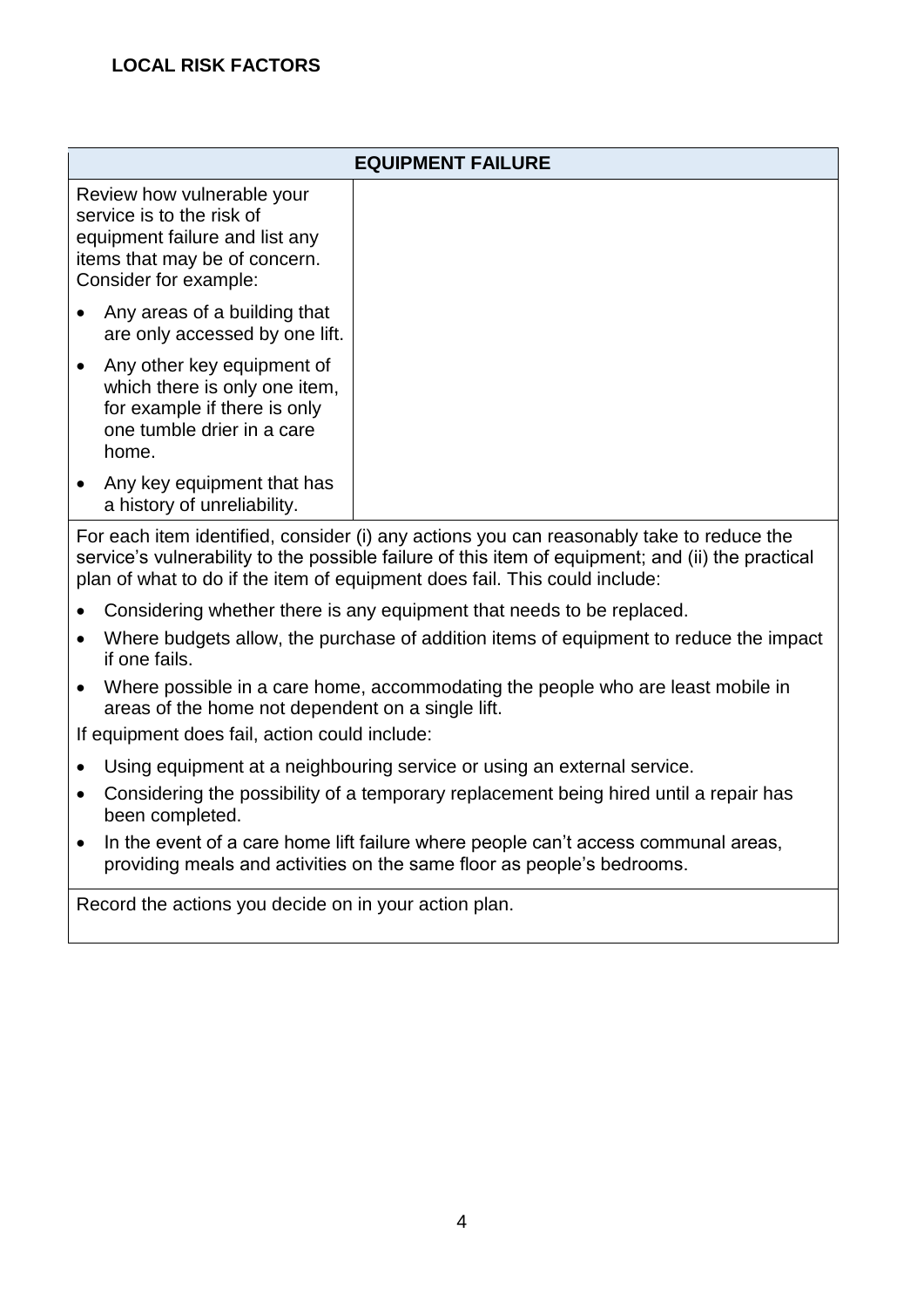**LOCAL RISK FACTORS**

| EQUIPMENT FAILURE | |
|---|---|
| Review how vulnerable your service is to the risk of equipment failure and list any items that may be of concern. Consider for example:<br>• Any areas of a building that are only accessed by one lift.<br>• Any other key equipment of which there is only one item, for example if there is only one tumble drier in a care home.<br>• Any key equipment that has a history of unreliability. | |

For each item identified, consider (i) any actions you can reasonably take to reduce the service's vulnerability to the possible failure of this item of equipment; and (ii) the practical plan of what to do if the item of equipment does fail. This could include:

- Considering whether there is any equipment that needs to be replaced.
- Where budgets allow, the purchase of addition items of equipment to reduce the impact if one fails.
- Where possible in a care home, accommodating the people who are least mobile in areas of the home not dependent on a single lift.

If equipment does fail, action could include:

- Using equipment at a neighbouring service or using an external service.
- Considering the possibility of a temporary replacement being hired until a repair has been completed.
- In the event of a care home lift failure where people can't access communal areas, providing meals and activities on the same floor as people's bedrooms.

Record the actions you decide on in your action plan.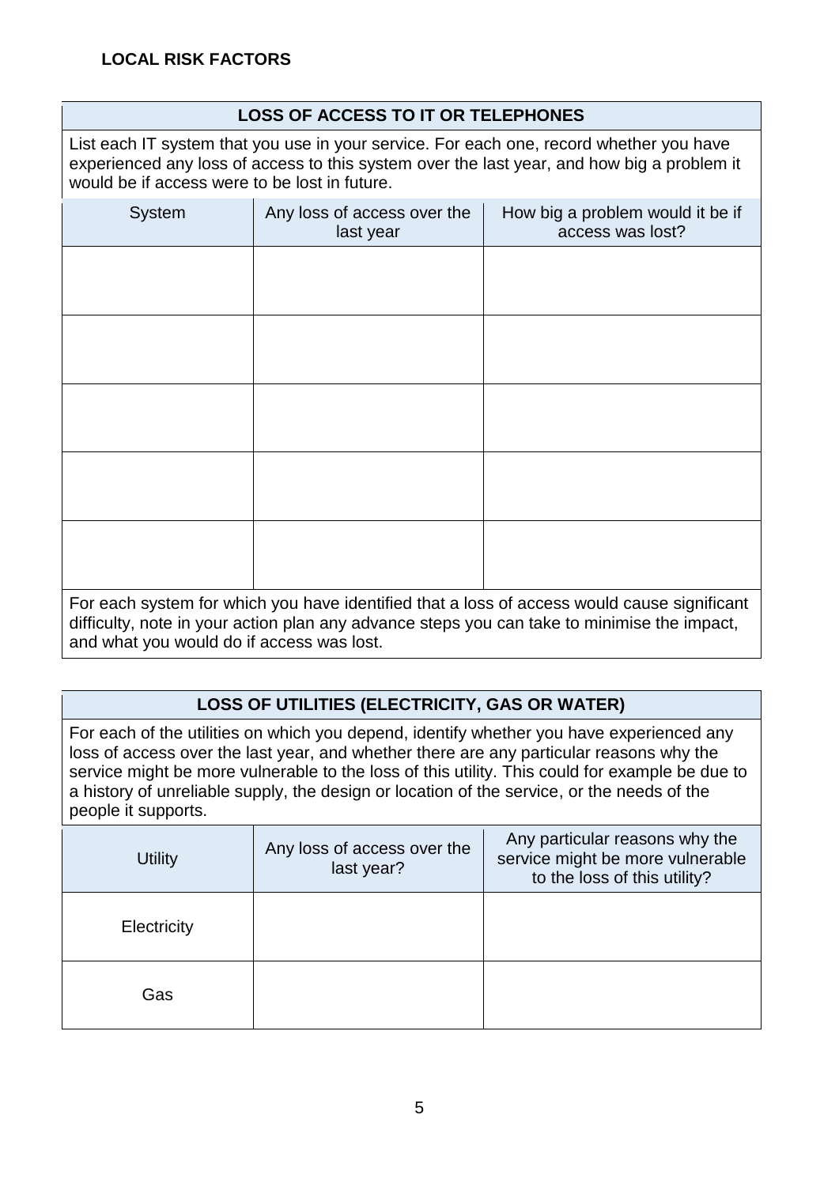**LOCAL RISK FACTORS**

## LOSS OF ACCESS TO IT OR TELEPHONES

List each IT system that you use in your service. For each one, record whether you have experienced any loss of access to this system over the last year, and how big a problem it would be if access were to be lost in future.

| System | Any loss of access over the last year | How big a problem would it be if access was lost? |
| --- | --- | --- |
| | | |
| | | |
| | | |
| | | |
| | | |

For each system for which you have identified that a loss of access would cause significant difficulty, note in your action plan any advance steps you can take to minimise the impact, and what you would do if access was lost.

## LOSS OF UTILITIES (ELECTRICITY, GAS OR WATER)

For each of the utilities on which you depend, identify whether you have experienced any loss of access over the last year, and whether there are any particular reasons why the service might be more vulnerable to the loss of this utility. This could for example be due to a history of unreliable supply, the design or location of the service, or the needs of the people it supports.

| Utility | Any loss of access over the last year? | Any particular reasons why the service might be more vulnerable to the loss of this utility? |
| --- | --- | --- |
| Electricity | | |
| Gas | | |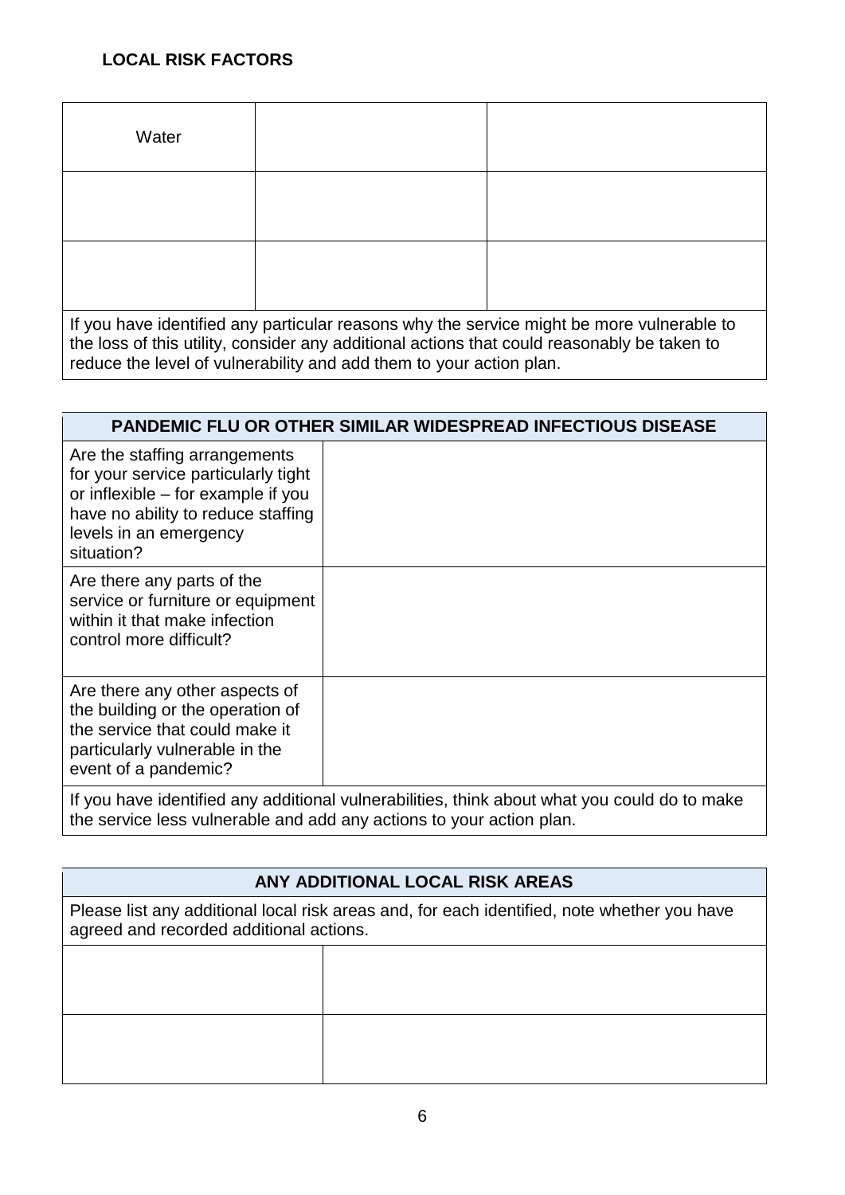**LOCAL RISK FACTORS**

| Water | | |
|---|---|---|
| | | |
| | | |
| If you have identified any particular reasons why the service might be more vulnerable to the loss of this utility, consider any additional actions that could reasonably be taken to reduce the level of vulnerability and add them to your action plan. | | |

| PANDEMIC FLU OR OTHER SIMILAR WIDESPREAD INFECTIOUS DISEASE | |
|---|---|
| Are the staffing arrangements for your service particularly tight or inflexible – for example if you have no ability to reduce staffing levels in an emergency situation? | |
| Are there any parts of the service or furniture or equipment within it that make infection control more difficult? | |
| Are there any other aspects of the building or the operation of the service that could make it particularly vulnerable in the event of a pandemic? | |
| If you have identified any additional vulnerabilities, think about what you could do to make the service less vulnerable and add any actions to your action plan. | |

| ANY ADDITIONAL LOCAL RISK AREAS | |
|---|---|
| Please list any additional local risk areas and, for each identified, note whether you have agreed and recorded additional actions. | |
| | |
| | |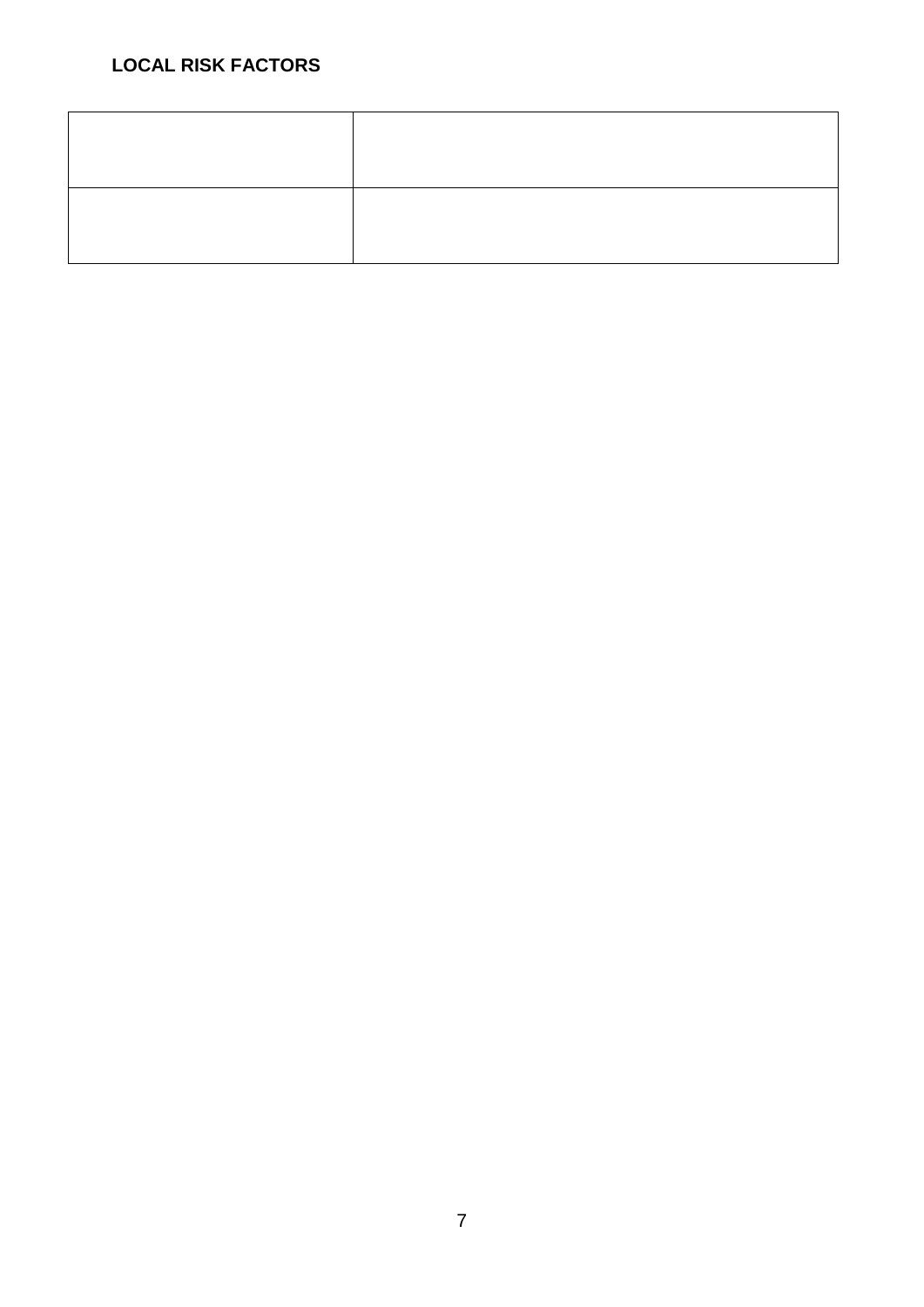**LOCAL RISK FACTORS**

| | |
|---|---|
| | |
| | |